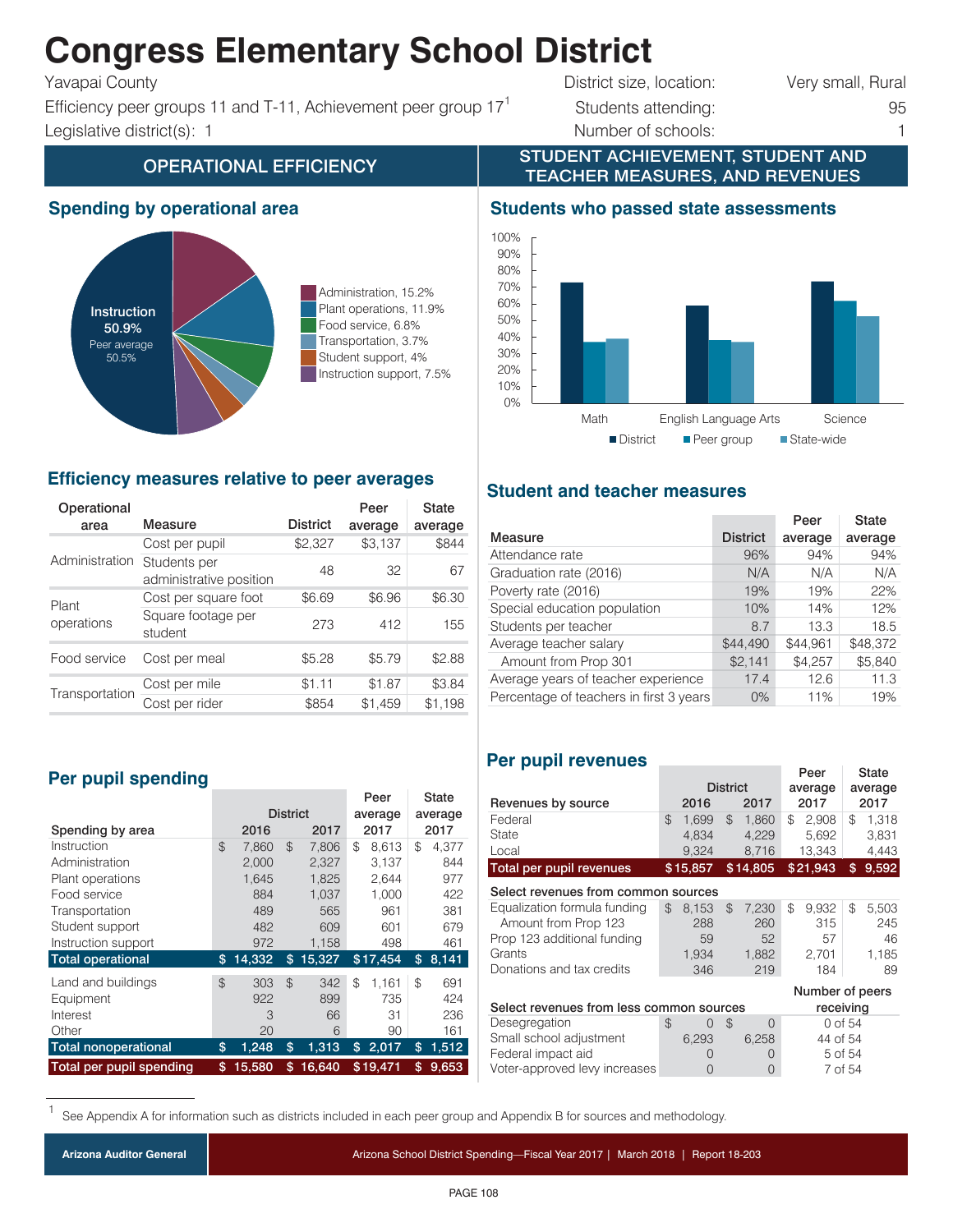# Congress Elementary School District

Yavapai County
Efficiency peer groups 11 and T-11, Achievement peer group 17[1]
Legislative district(s): 1

District size, location: Very small, Rural
Students attending: 95
Number of schools: 1

## OPERATIONAL EFFICIENCY

### Spending by operational area

Instruction 50.9%
Peer average 50.5%

- Administration, 15.2%
- Plant operations, 11.9%
- Food service, 6.8%
- Transportation, 3.7%
- Student support, 4%
- Instruction support, 7.5%

### Efficiency measures relative to peer averages

| Operational area | Measure | District | Peer average | State average |
|---|---|---|---|---|
| Administration | Cost per pupil | $2,327 | $3,137 | $844 |
| | Students per administrative position | 48 | 32 | 67 |
| Plant operations | Cost per square foot | $6.69 | $6.96 | $6.30 |
| | Square footage per student | 273 | 412 | 155 |
| Food service | Cost per meal | $5.28 | $5.79 | $2.88 |
| Transportation | Cost per mile | $1.11 | $1.87 | $3.84 |
| | Cost per rider | $854 | $1,459 | $1,198 |

### Per pupil spending

| Spending by area | District 2016 | District 2017 | Peer average 2017 | State average 2017 |
|---|---|---|---|---|
| Instruction | $ 7,860 | $ 7,806 | $ 8,613 | $ 4,377 |
| Administration | 2,000 | 2,327 | 3,137 | 844 |
| Plant operations | 1,645 | 1,825 | 2,644 | 977 |
| Food service | 884 | 1,037 | 1,000 | 422 |
| Transportation | 489 | 565 | 961 | 381 |
| Student support | 482 | 609 | 601 | 679 |
| Instruction support | 972 | 1,158 | 498 | 461 |
| **Total operational** | **$ 14,332** | **$ 15,327** | **$17,454** | **$ 8,141** |
| Land and buildings | $ 303 | $ 342 | $ 1,161 | $ 691 |
| Equipment | 922 | 899 | 735 | 424 |
| Interest | 3 | 66 | 31 | 236 |
| Other | 20 | 6 | 90 | 161 |
| **Total nonoperational** | **$ 1,248** | **$ 1,313** | **$ 2,017** | **$ 1,512** |
| **Total per pupil spending** | **$ 15,580** | **$ 16,640** | **$19,471** | **$ 9,653** |

## STUDENT ACHIEVEMENT, STUDENT AND TEACHER MEASURES, AND REVENUES

### Students who passed state assessments

| | District | Peer group | State-wide |
|---|---|---|---|
| Math | 72% | 37% | 39% |
| English Language Arts | 59% | 38% | 37% |
| Science | 73% | 62% | 52% |

### Student and teacher measures

| Measure | District | Peer average | State average |
|---|---|---|---|
| Attendance rate | 96% | 94% | 94% |
| Graduation rate (2016) | N/A | N/A | N/A |
| Poverty rate (2016) | 19% | 19% | 22% |
| Special education population | 10% | 14% | 12% |
| Students per teacher | 8.7 | 13.3 | 18.5 |
| Average teacher salary | $44,490 | $44,961 | $48,372 |
| Amount from Prop 301 | $2,141 | $4,257 | $5,840 |
| Average years of teacher experience | 17.4 | 12.6 | 11.3 |
| Percentage of teachers in first 3 years | 0% | 11% | 19% |

### Per pupil revenues

| Revenues by source | District 2016 | District 2017 | Peer average 2017 | State average 2017 |
|---|---|---|---|---|
| Federal | $ 1,699 | $ 1,860 | $ 2,908 | $ 1,318 |
| State | 4,834 | 4,229 | 5,692 | 3,831 |
| Local | 9,324 | 8,716 | 13,343 | 4,443 |
| **Total per pupil revenues** | **$15,857** | **$14,805** | **$21,943** | **$ 9,592** |
| **Select revenues from common sources** | | | | |
| Equalization formula funding | $ 8,153 | $ 7,230 | $ 9,932 | $ 5,503 |
| Amount from Prop 123 | 288 | 260 | 315 | 245 |
| Prop 123 additional funding | 59 | 52 | 57 | 46 |
| Grants | 1,934 | 1,882 | 2,701 | 1,185 |
| Donations and tax credits | 346 | 219 | 184 | 89 |

| Select revenues from less common sources | District 2016 | District 2017 | Number of peers receiving |
|---|---|---|---|
| Desegregation | $ 0 | $ 0 | 0 of 54 |
| Small school adjustment | 6,293 | 6,258 | 44 of 54 |
| Federal impact aid | 0 | 0 | 5 of 54 |
| Voter-approved levy increases | 0 | 0 | 7 of 54 |

[1] See Appendix A for information such as districts included in each peer group and Appendix B for sources and methodology.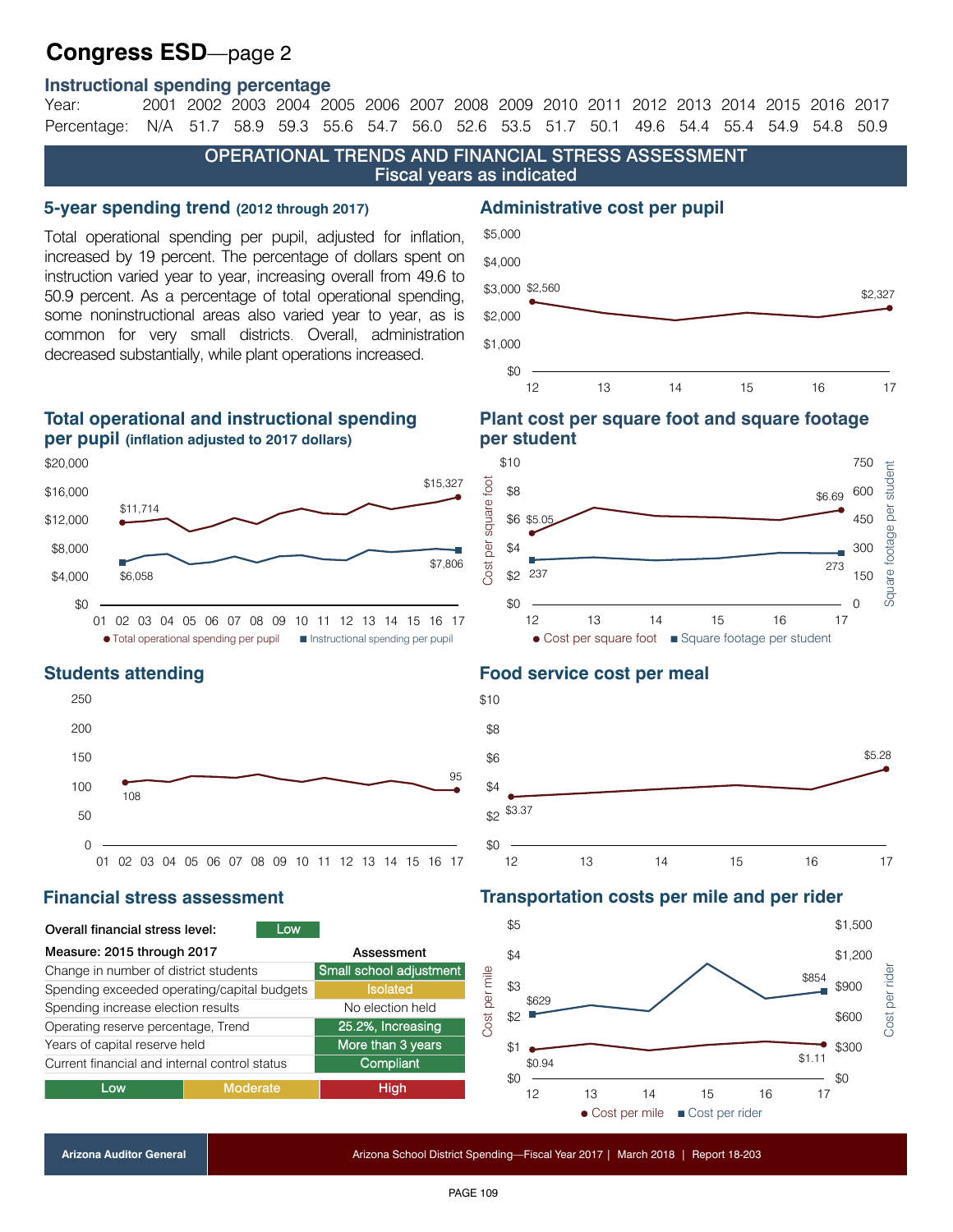# Congress ESD—page 2

## Instructional spending percentage

| Year: | 2001 | 2002 | 2003 | 2004 | 2005 | 2006 | 2007 | 2008 | 2009 | 2010 | 2011 | 2012 | 2013 | 2014 | 2015 | 2016 | 2017 |
|---|---|---|---|---|---|---|---|---|---|---|---|---|---|---|---|---|---|
| Percentage: | N/A | 51.7 | 58.9 | 59.3 | 55.6 | 54.7 | 56.0 | 52.6 | 53.5 | 51.7 | 50.1 | 49.6 | 54.4 | 55.4 | 54.9 | 54.8 | 50.9 |

## OPERATIONAL TRENDS AND FINANCIAL STRESS ASSESSMENT
Fiscal years as indicated

### 5-year spending trend (2012 through 2017)

Total operational spending per pupil, adjusted for inflation, increased by 19 percent. The percentage of dollars spent on instruction varied year to year, increasing overall from 49.6 to 50.9 percent. As a percentage of total operational spending, some noninstructional areas also varied year to year, as is common for very small districts. Overall, administration decreased substantially, while plant operations increased.

### Administrative cost per pupil

$5,000
$4,000
$3,000
$2,000
$1,000
$0
12 13 14 15 16 17
$2,560
$2,327

### Total operational and instructional spending per pupil (inflation adjusted to 2017 dollars)

$20,000
$16,000
$12,000
$8,000
$4,000
$0
01 02 03 04 05 06 07 08 09 10 11 12 13 14 15 16 17
$11,714
$15,327
$6,058
$7,806
Total operational spending per pupil
Instructional spending per pupil

### Plant cost per square foot and square footage per student

Cost per square foot
$10
$8
$6
$4
$2
$0
Square footage per student
750
600
450
300
150
0
12 13 14 15 16 17
$5.05
$6.69
237
273
Cost per square foot
Square footage per student

### Students attending

250
200
150
100
50
0
01 02 03 04 05 06 07 08 09 10 11 12 13 14 15 16 17
108
95

### Food service cost per meal

$10
$8
$6
$4
$2
$0
12 13 14 15 16 17
$3.37
$5.28

### Financial stress assessment

Overall financial stress level: Low

| Measure: 2015 through 2017 | Assessment |
|---|---|
| Change in number of district students | Small school adjustment |
| Spending exceeded operating/capital budgets | Isolated |
| Spending increase election results | No election held |
| Operating reserve percentage, Trend | 25.2%, Increasing |
| Years of capital reserve held | More than 3 years |
| Current financial and internal control status | Compliant |

Low | Moderate | High

### Transportation costs per mile and per rider

Cost per mile
$5
$4
$3
$2
$1
$0
Cost per rider
$1,500
$1,200
$900
$600
$300
$0
12 13 14 15 16 17
$629
$854
$0.94
$1.11
Cost per mile
Cost per rider